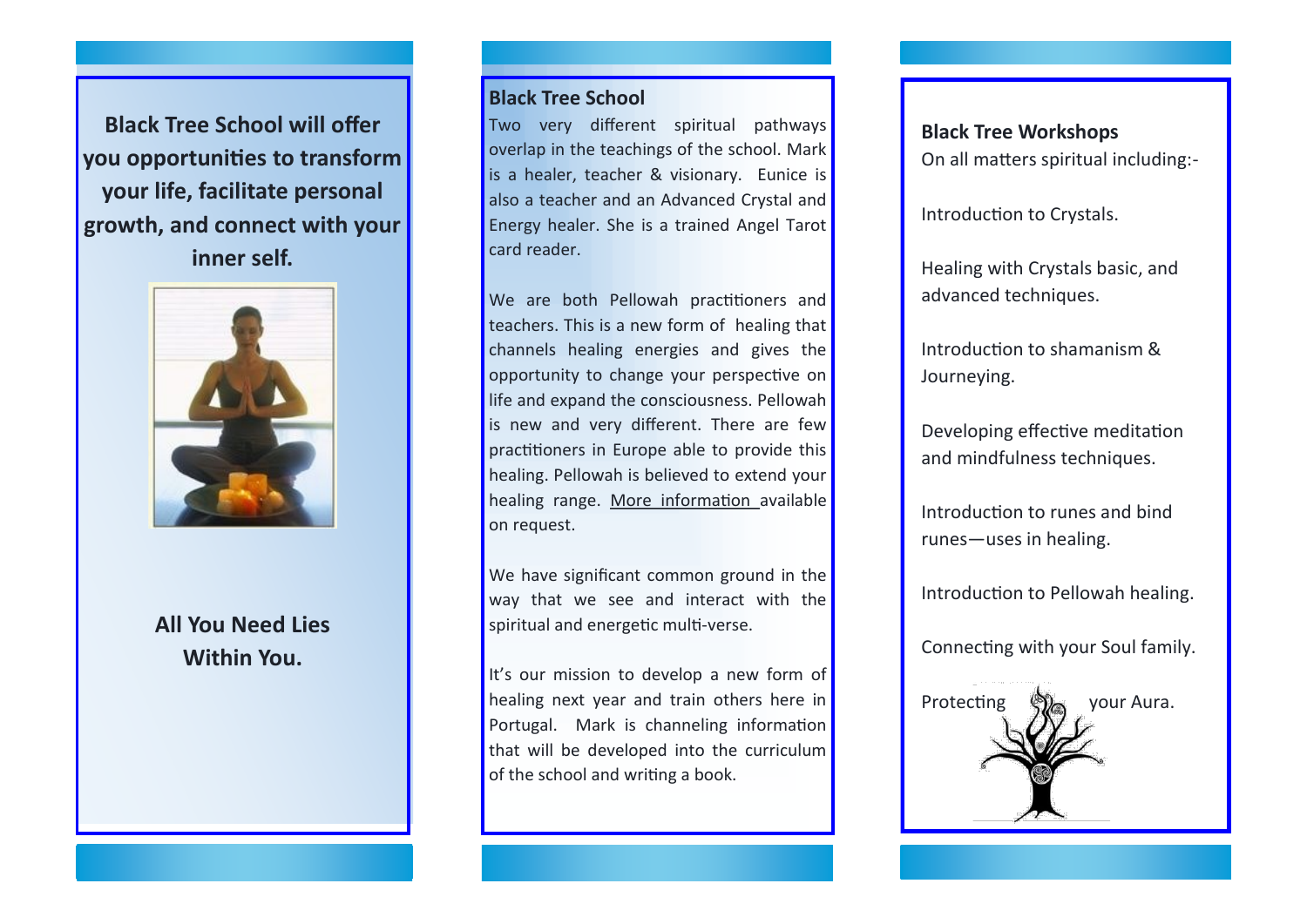**Black Tree School will offer you opportunities to transform your life, facilitate personal growth, and connect with your inner self.**

**All You Need Lies Within You.**

## Black Tree School

Two very different spiritual pathways overlap in the teachings of the school. Mark is a healer, teacher & visionary. Eunice is also a teacher and an Advanced Crystal and Energy healer. She is a trained Angel Tarot card reader.

We are both Pellowah practitioners and teachers. This is a new form of healing that channels healing energies and gives the opportunity to change your perspective on life and expand the consciousness. Pellowah is new and very different. There are few practitioners in Europe able to provide this healing. Pellowah is believed to extend your healing range. More information available on request.

We have significant common ground in the way that we see and interact with the spiritual and energetic multi-verse.

It's our mission to develop a new form of healing next year and train others here in Portugal. Mark is channeling information that will be developed into the curriculum of the school and writing a book.

## Black Tree Workshops

On all matters spiritual including:-

Introduction to Crystals.

Healing with Crystals basic, and advanced techniques.

Introduction to shamanism & Journeying.

Developing effective meditation and mindfulness techniques.

Introduction to runes and bind runes—uses in healing.

Introduction to Pellowah healing.

Connecting with your Soul family.

Protecting your Aura.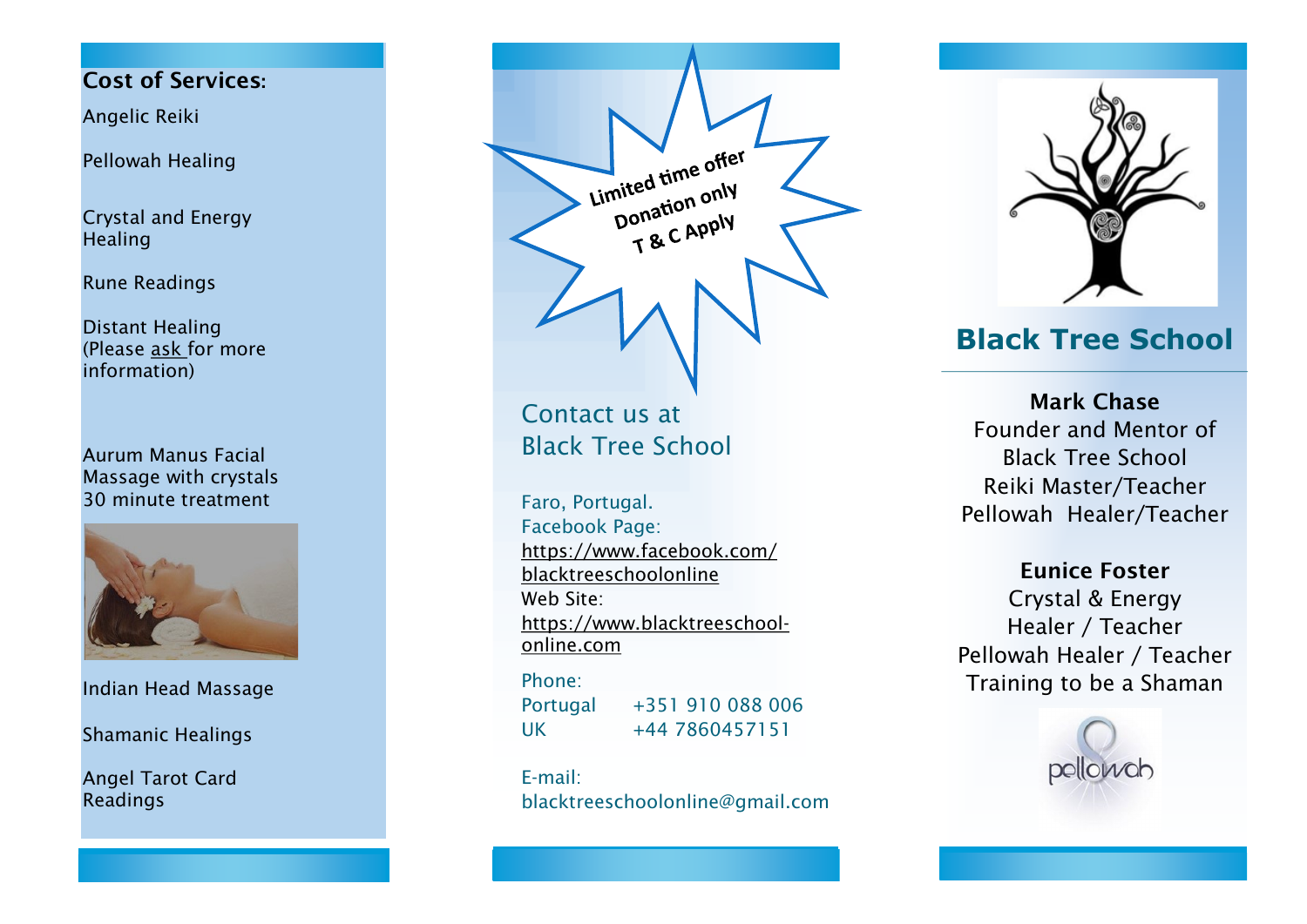## Cost of Services:

Angelic Reiki

Pellowah Healing

Crystal and Energy Healing

Rune Readings

Distant Healing (Please ask for more information)

Aurum Manus Facial Massage with crystals 30 minute treatment

Indian Head Massage

Shamanic Healings

Angel Tarot Card Readings

Limited time offer
Donation only
T & C Apply

## Contact us at Black Tree School

Faro, Portugal.
Facebook Page:
https://www.facebook.com/blacktreeschoolonline
Web Site:
https://www.blacktreeschool-online.com

Phone:

Portugal +351 910 088 006
UK +44 7860457151

E-mail:
blacktreeschoolonline@gmail.com

# Black Tree School

**Mark Chase**
Founder and Mentor of Black Tree School
Reiki Master/Teacher
Pellowah Healer/Teacher

**Eunice Foster**
Crystal & Energy Healer / Teacher
Pellowah Healer / Teacher
Training to be a Shaman

pellowah